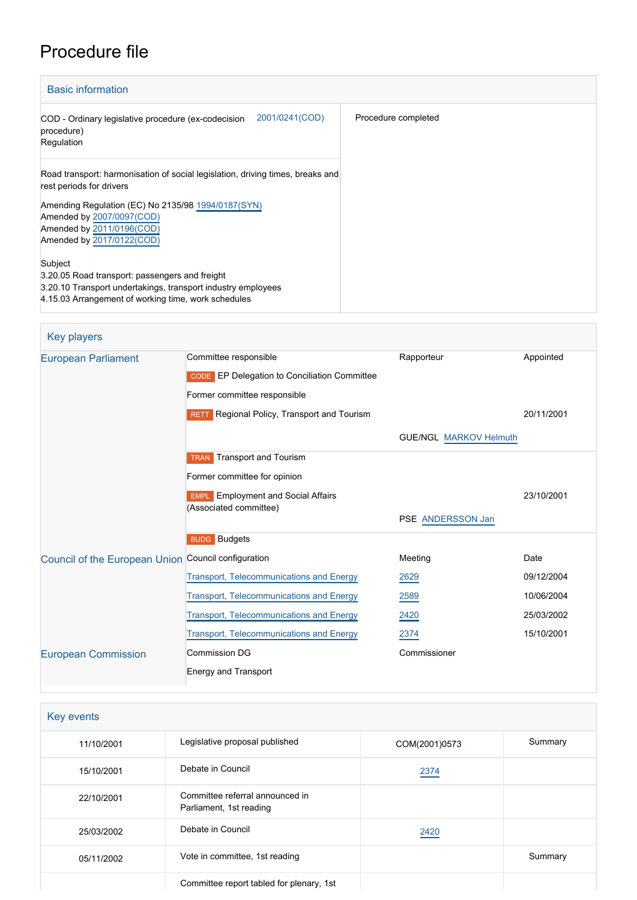# Procedure file

## Basic information

| | |
|---|---|
| COD - Ordinary legislative procedure (ex-codecision procedure)<br>Regulation — 2001/0241(COD) | Procedure completed |
| Road transport: harmonisation of social legislation, driving times, breaks and rest periods for drivers<br><br>Amending Regulation (EC) No 2135/98 1994/0187(SYN)<br>Amended by 2007/0097(COD)<br>Amended by 2011/0196(COD)<br>Amended by 2017/0122(COD)<br><br>Subject<br>3.20.05 Road transport: passengers and freight<br>3.20.10 Transport undertakings, transport industry employees<br>4.15.03 Arrangement of working time, work schedules | |

## Key players

| | | | |
|---|---|---|---|
| European Parliament | Committee responsible | Rapporteur | Appointed |
| | CODE EP Delegation to Conciliation Committee | | |
| | Former committee responsible | | |
| | RETT Regional Policy, Transport and Tourism | | 20/11/2001 |
| | | GUE/NGL MARKOV Helmuth | |
| | TRAN Transport and Tourism | | |
| | Former committee for opinion | | |
| | EMPL Employment and Social Affairs (Associated committee) | | 23/10/2001 |
| | | PSE ANDERSSON Jan | |
| | BUDG Budgets | | |
| Council of the European Union | Council configuration | Meeting | Date |
| | Transport, Telecommunications and Energy | 2629 | 09/12/2004 |
| | Transport, Telecommunications and Energy | 2589 | 10/06/2004 |
| | Transport, Telecommunications and Energy | 2420 | 25/03/2002 |
| | Transport, Telecommunications and Energy | 2374 | 15/10/2001 |
| European Commission | Commission DG | Commissioner | |
| | Energy and Transport | | |

## Key events

| | | | |
|---|---|---|---|
| 11/10/2001 | Legislative proposal published | COM(2001)0573 | Summary |
| 15/10/2001 | Debate in Council | 2374 | |
| 22/10/2001 | Committee referral announced in Parliament, 1st reading | | |
| 25/03/2002 | Debate in Council | 2420 | |
| 05/11/2002 | Vote in committee, 1st reading | | Summary |
| | Committee report tabled for plenary, 1st | | |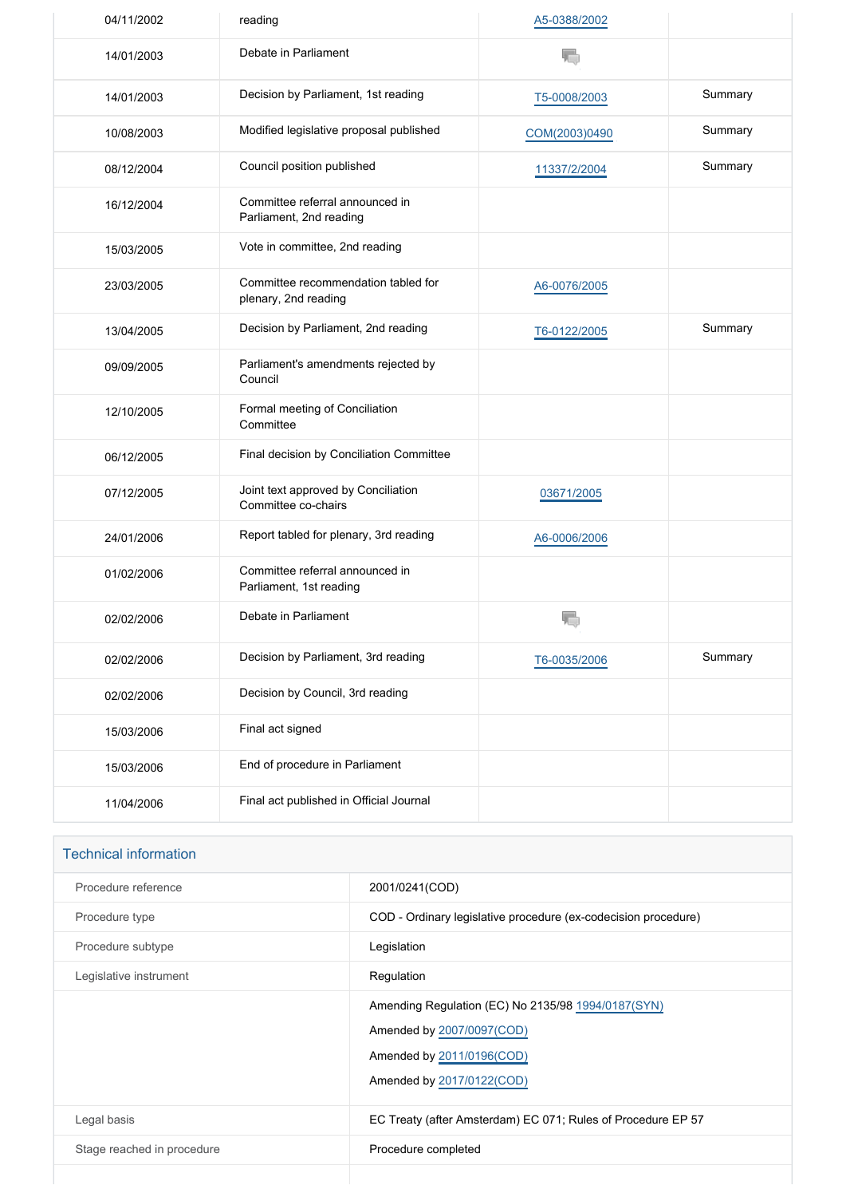| | | | |
|---|---|---|---|
| 04/11/2002 | reading | A5-0388/2002 | |
| 14/01/2003 | Debate in Parliament | | |
| 14/01/2003 | Decision by Parliament, 1st reading | T5-0008/2003 | Summary |
| 10/08/2003 | Modified legislative proposal published | COM(2003)0490 | Summary |
| 08/12/2004 | Council position published | 11337/2/2004 | Summary |
| 16/12/2004 | Committee referral announced in Parliament, 2nd reading | | |
| 15/03/2005 | Vote in committee, 2nd reading | | |
| 23/03/2005 | Committee recommendation tabled for plenary, 2nd reading | A6-0076/2005 | |
| 13/04/2005 | Decision by Parliament, 2nd reading | T6-0122/2005 | Summary |
| 09/09/2005 | Parliament's amendments rejected by Council | | |
| 12/10/2005 | Formal meeting of Conciliation Committee | | |
| 06/12/2005 | Final decision by Conciliation Committee | | |
| 07/12/2005 | Joint text approved by Conciliation Committee co-chairs | 03671/2005 | |
| 24/01/2006 | Report tabled for plenary, 3rd reading | A6-0006/2006 | |
| 01/02/2006 | Committee referral announced in Parliament, 1st reading | | |
| 02/02/2006 | Debate in Parliament | | |
| 02/02/2006 | Decision by Parliament, 3rd reading | T6-0035/2006 | Summary |
| 02/02/2006 | Decision by Council, 3rd reading | | |
| 15/03/2006 | Final act signed | | |
| 15/03/2006 | End of procedure in Parliament | | |
| 11/04/2006 | Final act published in Official Journal | | |

## Technical information

| | |
|---|---|
| Procedure reference | 2001/0241(COD) |
| Procedure type | COD - Ordinary legislative procedure (ex-codecision procedure) |
| Procedure subtype | Legislation |
| Legislative instrument | Regulation |
| | Amending Regulation (EC) No 2135/98 1994/0187(SYN)<br>Amended by 2007/0097(COD)<br>Amended by 2011/0196(COD)<br>Amended by 2017/0122(COD) |
| Legal basis | EC Treaty (after Amsterdam) EC 071; Rules of Procedure EP 57 |
| Stage reached in procedure | Procedure completed |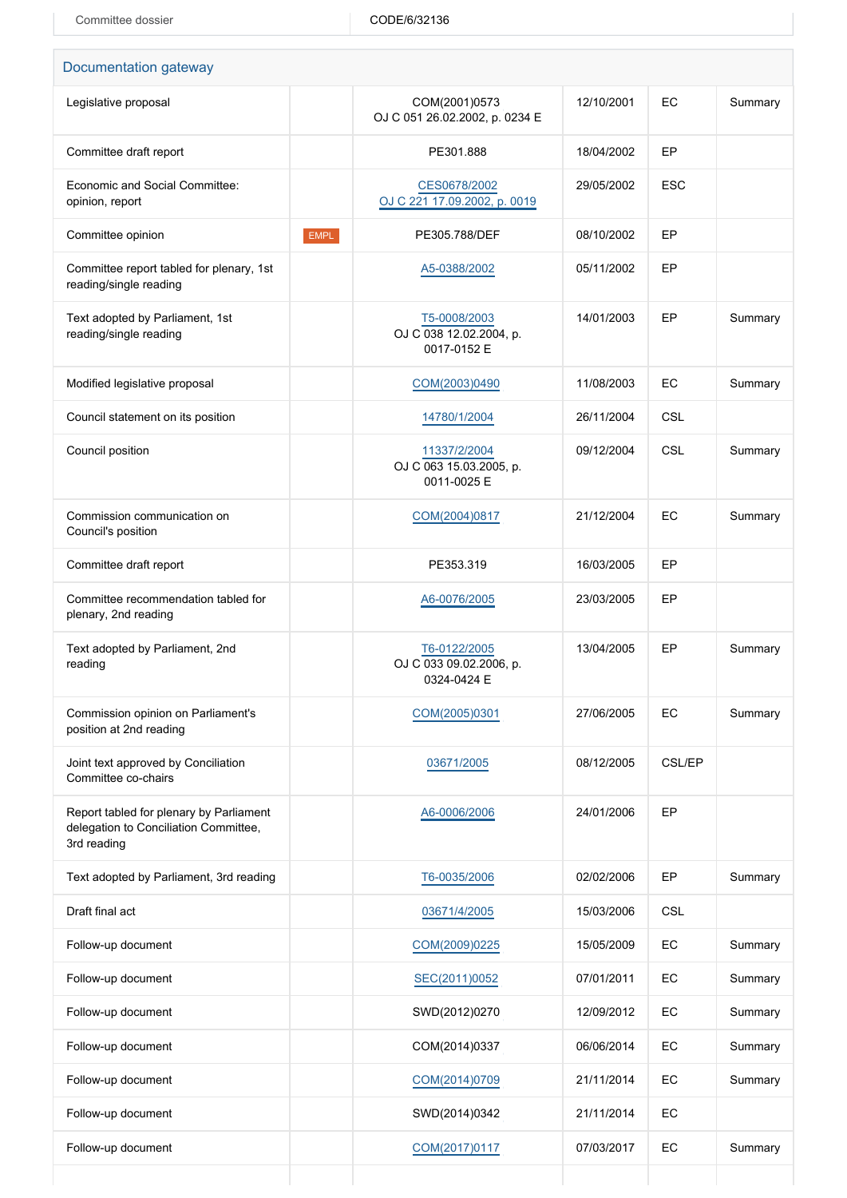| Committee dossier | CODE/6/32136 |
| --- | --- |

## Documentation gateway

| | | | | | |
| --- | --- | --- | --- | --- | --- |
| Legislative proposal | | COM(2001)0573 OJ C 051 26.02.2002, p. 0234 E | 12/10/2001 | EC | Summary |
| Committee draft report | | PE301.888 | 18/04/2002 | EP | |
| Economic and Social Committee: opinion, report | | CES0678/2002 OJ C 221 17.09.2002, p. 0019 | 29/05/2002 | ESC | |
| Committee opinion | EMPL | PE305.788/DEF | 08/10/2002 | EP | |
| Committee report tabled for plenary, 1st reading/single reading | | A5-0388/2002 | 05/11/2002 | EP | |
| Text adopted by Parliament, 1st reading/single reading | | T5-0008/2003 OJ C 038 12.02.2004, p. 0017-0152 E | 14/01/2003 | EP | Summary |
| Modified legislative proposal | | COM(2003)0490 | 11/08/2003 | EC | Summary |
| Council statement on its position | | 14780/1/2004 | 26/11/2004 | CSL | |
| Council position | | 11337/2/2004 OJ C 063 15.03.2005, p. 0011-0025 E | 09/12/2004 | CSL | Summary |
| Commission communication on Council's position | | COM(2004)0817 | 21/12/2004 | EC | Summary |
| Committee draft report | | PE353.319 | 16/03/2005 | EP | |
| Committee recommendation tabled for plenary, 2nd reading | | A6-0076/2005 | 23/03/2005 | EP | |
| Text adopted by Parliament, 2nd reading | | T6-0122/2005 OJ C 033 09.02.2006, p. 0324-0424 E | 13/04/2005 | EP | Summary |
| Commission opinion on Parliament's position at 2nd reading | | COM(2005)0301 | 27/06/2005 | EC | Summary |
| Joint text approved by Conciliation Committee co-chairs | | 03671/2005 | 08/12/2005 | CSL/EP | |
| Report tabled for plenary by Parliament delegation to Conciliation Committee, 3rd reading | | A6-0006/2006 | 24/01/2006 | EP | |
| Text adopted by Parliament, 3rd reading | | T6-0035/2006 | 02/02/2006 | EP | Summary |
| Draft final act | | 03671/4/2005 | 15/03/2006 | CSL | |
| Follow-up document | | COM(2009)0225 | 15/05/2009 | EC | Summary |
| Follow-up document | | SEC(2011)0052 | 07/01/2011 | EC | Summary |
| Follow-up document | | SWD(2012)0270 | 12/09/2012 | EC | Summary |
| Follow-up document | | COM(2014)0337 | 06/06/2014 | EC | Summary |
| Follow-up document | | COM(2014)0709 | 21/11/2014 | EC | Summary |
| Follow-up document | | SWD(2014)0342 | 21/11/2014 | EC | |
| Follow-up document | | COM(2017)0117 | 07/03/2017 | EC | Summary |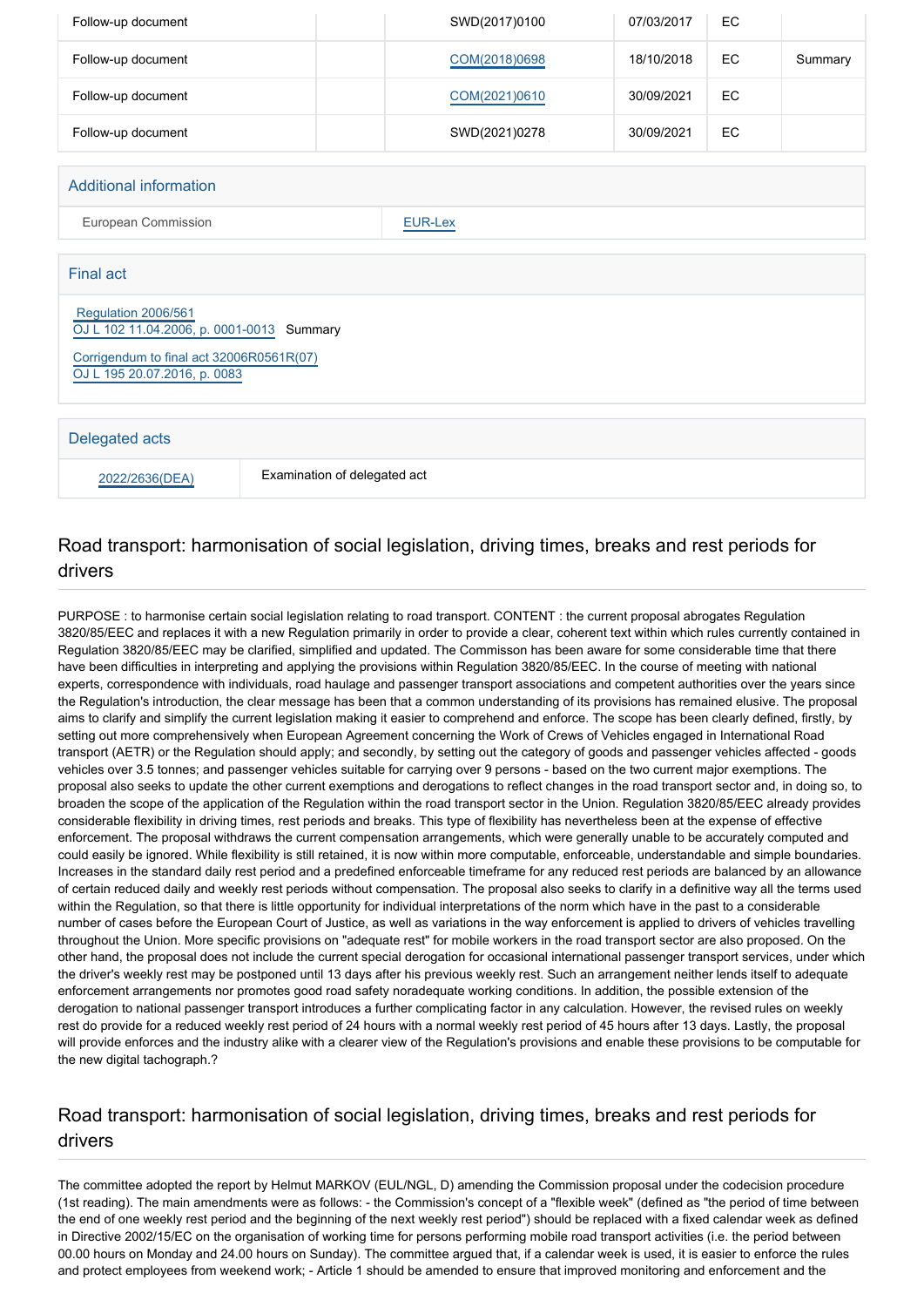| Follow-up document | | SWD(2017)0100 | 07/03/2017 | EC | |
|---|---|---|---|---|---|
| Follow-up document | | COM(2018)0698 | 18/10/2018 | EC | Summary |
| Follow-up document | | COM(2021)0610 | 30/09/2021 | EC | |
| Follow-up document | | SWD(2021)0278 | 30/09/2021 | EC | |

### Additional information

| European Commission | EUR-Lex |
|---|---|

### Final act

Regulation 2006/561
OJ L 102 11.04.2006, p. 0001-0013 Summary

Corrigendum to final act 32006R0561R(07)
OJ L 195 20.07.2016, p. 0083

### Delegated acts

| 2022/2636(DEA) | Examination of delegated act |
|---|---|

## Road transport: harmonisation of social legislation, driving times, breaks and rest periods for drivers

PURPOSE : to harmonise certain social legislation relating to road transport. CONTENT : the current proposal abrogates Regulation 3820/85/EEC and replaces it with a new Regulation primarily in order to provide a clear, coherent text within which rules currently contained in Regulation 3820/85/EEC may be clarified, simplified and updated. The Commisson has been aware for some considerable time that there have been difficulties in interpreting and applying the provisions within Regulation 3820/85/EEC. In the course of meeting with national experts, correspondence with individuals, road haulage and passenger transport associations and competent authorities over the years since the Regulation's introduction, the clear message has been that a common understanding of its provisions has remained elusive. The proposal aims to clarify and simplify the current legislation making it easier to comprehend and enforce. The scope has been clearly defined, firstly, by setting out more comprehensively when European Agreement concerning the Work of Crews of Vehicles engaged in International Road transport (AETR) or the Regulation should apply; and secondly, by setting out the category of goods and passenger vehicles affected - goods vehicles over 3.5 tonnes; and passenger vehicles suitable for carrying over 9 persons - based on the two current major exemptions. The proposal also seeks to update the other current exemptions and derogations to reflect changes in the road transport sector and, in doing so, to broaden the scope of the application of the Regulation within the road transport sector in the Union. Regulation 3820/85/EEC already provides considerable flexibility in driving times, rest periods and breaks. This type of flexibility has nevertheless been at the expense of effective enforcement. The proposal withdraws the current compensation arrangements, which were generally unable to be accurately computed and could easily be ignored. While flexibility is still retained, it is now within more computable, enforceable, understandable and simple boundaries. Increases in the standard daily rest period and a predefined enforceable timeframe for any reduced rest periods are balanced by an allowance of certain reduced daily and weekly rest periods without compensation. The proposal also seeks to clarify in a definitive way all the terms used within the Regulation, so that there is little opportunity for individual interpretations of the norm which have in the past to a considerable number of cases before the European Court of Justice, as well as variations in the way enforcement is applied to drivers of vehicles travelling throughout the Union. More specific provisions on "adequate rest" for mobile workers in the road transport sector are also proposed. On the other hand, the proposal does not include the current special derogation for occasional international passenger transport services, under which the driver's weekly rest may be postponed until 13 days after his previous weekly rest. Such an arrangement neither lends itself to adequate enforcement arrangements nor promotes good road safety noradequate working conditions. In addition, the possible extension of the derogation to national passenger transport introduces a further complicating factor in any calculation. However, the revised rules on weekly rest do provide for a reduced weekly rest period of 24 hours with a normal weekly rest period of 45 hours after 13 days. Lastly, the proposal will provide enforces and the industry alike with a clearer view of the Regulation's provisions and enable these provisions to be computable for the new digital tachograph.?

## Road transport: harmonisation of social legislation, driving times, breaks and rest periods for drivers

The committee adopted the report by Helmut MARKOV (EUL/NGL, D) amending the Commission proposal under the codecision procedure (1st reading). The main amendments were as follows: - the Commission's concept of a "flexible week" (defined as "the period of time between the end of one weekly rest period and the beginning of the next weekly rest period") should be replaced with a fixed calendar week as defined in Directive 2002/15/EC on the organisation of working time for persons performing mobile road transport activities (i.e. the period between 00.00 hours on Monday and 24.00 hours on Sunday). The committee argued that, if a calendar week is used, it is easier to enforce the rules and protect employees from weekend work; - Article 1 should be amended to ensure that improved monitoring and enforcement and the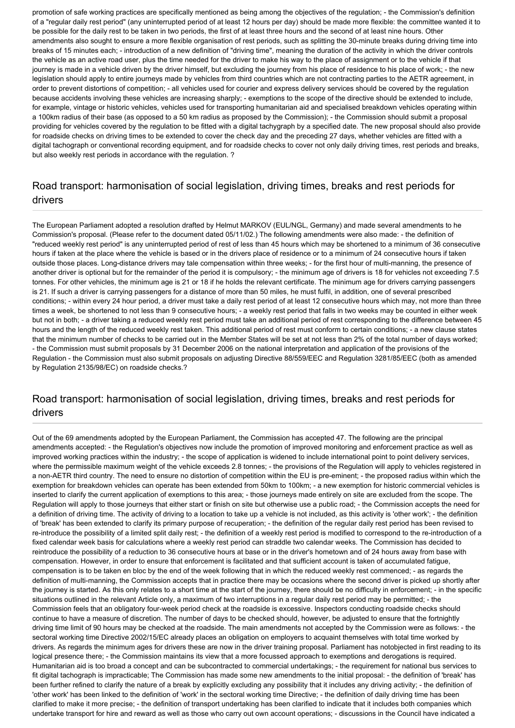promotion of safe working practices are specifically mentioned as being among the objectives of the regulation; - the Commission's definition of a "regular daily rest period" (any uninterrupted period of at least 12 hours per day) should be made more flexible: the committee wanted it to be possible for the daily rest to be taken in two periods, the first of at least three hours and the second of at least nine hours. Other amendments also sought to ensure a more flexible organisation of rest periods, such as splitting the 30-minute breaks during driving time into breaks of 15 minutes each; - introduction of a new definition of "driving time", meaning the duration of the activity in which the driver controls the vehicle as an active road user, plus the time needed for the driver to make his way to the place of assignment or to the vehicle if that journey is made in a vehicle driven by the driver himself, but excluding the journey from his place of residence to his place of work; - the new legislation should apply to entire journeys made by vehicles from third countries which are not contracting parties to the AETR agreement, in order to prevent distortions of competition; - all vehicles used for courier and express delivery services should be covered by the regulation because accidents involving these vehicles are increasing sharply; - exemptions to the scope of the directive should be extended to include, for example, vintage or historic vehicles, vehicles used for transporting humanitarian aid and specialised breakdown vehicles operating within a 100km radius of their base (as opposed to a 50 km radius as proposed by the Commission); - the Commission should submit a proposal providing for vehicles covered by the regulation to be fitted with a digital tachygraph by a specified date. The new proposal should also provide for roadside checks on driving times to be extended to cover the check day and the preceding 27 days, whether vehicles are fitted with a digital tachograph or conventional recording equipment, and for roadside checks to cover not only daily driving times, rest periods and breaks, but also weekly rest periods in accordance with the regulation. ?

## Road transport: harmonisation of social legislation, driving times, breaks and rest periods for drivers

The European Parliament adopted a resolution drafted by Helmut MARKOV (EUL/NGL, Germany) and made several amendments to he Commission's proposal. (Please refer to the document dated 05/11/02.) The following amendments were also made: - the definition of "reduced weekly rest period" is any uninterrupted period of rest of less than 45 hours which may be shortened to a minimum of 36 consecutive hours if taken at the place where the vehicle is based or in the drivers place of residence or to a minimum of 24 consecutive hours if taken outside those places. Long-distance drivers may tale compensation within three weeks; - for the first hour of multi-manning, the presence of another driver is optional but for the remainder of the period it is compulsory; - the minimum age of drivers is 18 for vehicles not exceeding 7.5 tonnes. For other vehicles, the minimum age is 21 or 18 if he holds the relevant certificate. The minimum age for drivers carrying passengers is 21. If such a driver is carrying passengers for a distance of more than 50 miles, he must fulfil, in addition, one of several prescribed conditions; - within every 24 hour period, a driver must take a daily rest period of at least 12 consecutive hours which may, not more than three times a week, be shortened to not less than 9 consecutive hours; - a weekly rest period that falls in two weeks may be counted in either week but not in both; - a driver taking a reduced weekly rest period must take an additional period of rest corresponding to the difference between 45 hours and the length of the reduced weekly rest taken. This additional period of rest must conform to certain conditions; - a new clause states that the minimum number of checks to be carried out in the Member States will be set at not less than 2% of the total number of days worked; - the Commission must submit proposals by 31 December 2006 on the national interpretation and application of the provisions of the Regulation - the Commission must also submit proposals on adjusting Directive 88/559/EEC and Regulation 3281/85/EEC (both as amended by Regulation 2135/98/EC) on roadside checks.?

## Road transport: harmonisation of social legislation, driving times, breaks and rest periods for drivers

Out of the 69 amendments adopted by the European Parliament, the Commission has accepted 47. The following are the principal amendments accepted: - the Regulation's objectives now include the promotion of improved monitoring and enforcement practice as well as improved working practices within the industry; - the scope of application is widened to include international point to point delivery services, where the permissible maximum weight of the vehicle exceeds 2.8 tonnes; - the provisions of the Regulation will apply to vehicles registered in a non-AETR third country. The need to ensure no distortion of competition within the EU is pre-eminent; - the proposed radius within which the exemption for breakdown vehicles can operate has been extended from 50km to 100km; - a new exemption for historic commercial vehicles is inserted to clarify the current application of exemptions to this area; - those journeys made entirely on site are excluded from the scope. The Regulation will apply to those journeys that either start or finish on site but otherwise use a public road; - the Commission accepts the need for a definition of driving time. The activity of driving to a location to take up a vehicle is not included, as this activity is 'other work'; - the definition of 'break' has been extended to clarify its primary purpose of recuperation; - the definition of the regular daily rest period has been revised to re-introduce the possibility of a limited split daily rest; - the definition of a weekly rest period is modified to correspond to the re-introduction of a fixed calendar week basis for calculations where a weekly rest period can straddle two calendar weeks. The Commission has decided to reintroduce the possibility of a reduction to 36 consecutive hours at base or in the driver's hometown and of 24 hours away from base with compensation. However, in order to ensure that enforcement is facilitated and that sufficient account is taken of accumulated fatigue, compensation is to be taken en bloc by the end of the week following that in which the reduced weekly rest commenced; - as regards the definition of multi-manning, the Commission accepts that in practice there may be occasions where the second driver is picked up shortly after the journey is started. As this only relates to a short time at the start of the journey, there should be no difficulty in enforcement; - in the specific situations outlined in the relevant Article only, a maximum of two interruptions in a regular daily rest period may be permitted; - the Commission feels that an obligatory four-week period check at the roadside is excessive. Inspectors conducting roadside checks should continue to have a measure of discretion. The number of days to be checked should, however, be adjusted to ensure that the fortnightly driving time limit of 90 hours may be checked at the roadside. The main amendments not accepted by the Commission were as follows: - the sectoral working time Directive 2002/15/EC already places an obligation on employers to acquaint themselves with total time worked by drivers. As regards the minimum ages for drivers these are now in the driver training proposal. Parliament has notobjected in first reading to its logical presence there; - the Commission maintains its view that a more focussed approach to exemptions and derogations is required. Humanitarian aid is too broad a concept and can be subcontracted to commercial undertakings; - the requirement for national bus services to fit digital tachograph is impracticable; The Commission has made some new amendments to the initial proposal: - the definition of 'break' has been further refined to clarify the nature of a break by explicitly excluding any possibility that it includes any driving activity; - the definition of 'other work' has been linked to the definition of 'work' in the sectoral working time Directive; - the definition of daily driving time has been clarified to make it more precise; - the definition of transport undertaking has been clarified to indicate that it includes both companies which undertake transport for hire and reward as well as those who carry out own account operations; - discussions in the Council have indicated a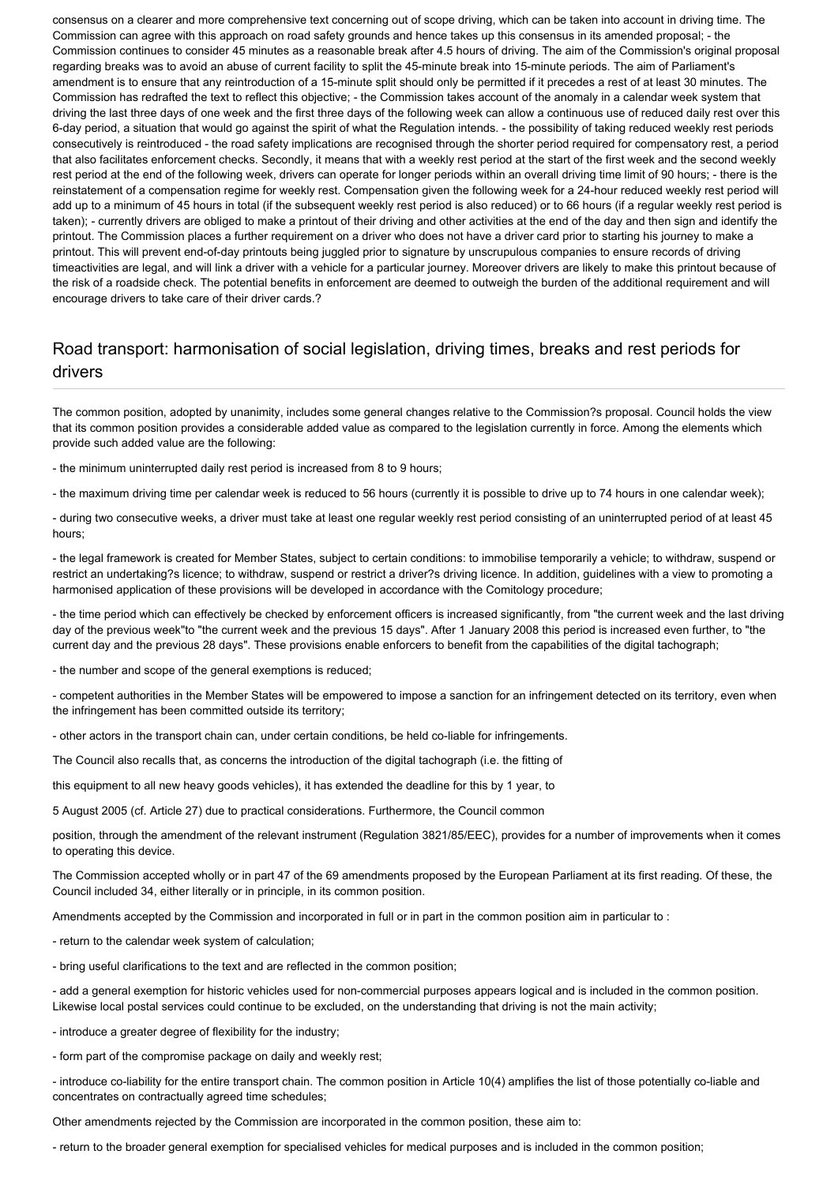consensus on a clearer and more comprehensive text concerning out of scope driving, which can be taken into account in driving time. The Commission can agree with this approach on road safety grounds and hence takes up this consensus in its amended proposal; - the Commission continues to consider 45 minutes as a reasonable break after 4.5 hours of driving. The aim of the Commission's original proposal regarding breaks was to avoid an abuse of current facility to split the 45-minute break into 15-minute periods. The aim of Parliament's amendment is to ensure that any reintroduction of a 15-minute split should only be permitted if it precedes a rest of at least 30 minutes. The Commission has redrafted the text to reflect this objective; - the Commission takes account of the anomaly in a calendar week system that driving the last three days of one week and the first three days of the following week can allow a continuous use of reduced daily rest over this 6-day period, a situation that would go against the spirit of what the Regulation intends. - the possibility of taking reduced weekly rest periods consecutively is reintroduced - the road safety implications are recognised through the shorter period required for compensatory rest, a period that also facilitates enforcement checks. Secondly, it means that with a weekly rest period at the start of the first week and the second weekly rest period at the end of the following week, drivers can operate for longer periods within an overall driving time limit of 90 hours; - there is the reinstatement of a compensation regime for weekly rest. Compensation given the following week for a 24-hour reduced weekly rest period will add up to a minimum of 45 hours in total (if the subsequent weekly rest period is also reduced) or to 66 hours (if a regular weekly rest period is taken); - currently drivers are obliged to make a printout of their driving and other activities at the end of the day and then sign and identify the printout. The Commission places a further requirement on a driver who does not have a driver card prior to starting his journey to make a printout. This will prevent end-of-day printouts being juggled prior to signature by unscrupulous companies to ensure records of driving timeactivities are legal, and will link a driver with a vehicle for a particular journey. Moreover drivers are likely to make this printout because of the risk of a roadside check. The potential benefits in enforcement are deemed to outweigh the burden of the additional requirement and will encourage drivers to take care of their driver cards.?

## Road transport: harmonisation of social legislation, driving times, breaks and rest periods for drivers

The common position, adopted by unanimity, includes some general changes relative to the Commission?s proposal. Council holds the view that its common position provides a considerable added value as compared to the legislation currently in force. Among the elements which provide such added value are the following:

- the minimum uninterrupted daily rest period is increased from 8 to 9 hours;

- the maximum driving time per calendar week is reduced to 56 hours (currently it is possible to drive up to 74 hours in one calendar week);

- during two consecutive weeks, a driver must take at least one regular weekly rest period consisting of an uninterrupted period of at least 45 hours;

- the legal framework is created for Member States, subject to certain conditions: to immobilise temporarily a vehicle; to withdraw, suspend or restrict an undertaking?s licence; to withdraw, suspend or restrict a driver?s driving licence. In addition, guidelines with a view to promoting a harmonised application of these provisions will be developed in accordance with the Comitology procedure;

- the time period which can effectively be checked by enforcement officers is increased significantly, from "the current week and the last driving day of the previous week"to "the current week and the previous 15 days". After 1 January 2008 this period is increased even further, to "the current day and the previous 28 days". These provisions enable enforcers to benefit from the capabilities of the digital tachograph;

- the number and scope of the general exemptions is reduced;

- competent authorities in the Member States will be empowered to impose a sanction for an infringement detected on its territory, even when the infringement has been committed outside its territory;

- other actors in the transport chain can, under certain conditions, be held co-liable for infringements.

The Council also recalls that, as concerns the introduction of the digital tachograph (i.e. the fitting of this equipment to all new heavy goods vehicles), it has extended the deadline for this by 1 year, to 5 August 2005 (cf. Article 27) due to practical considerations. Furthermore, the Council common position, through the amendment of the relevant instrument (Regulation 3821/85/EEC), provides for a number of improvements when it comes to operating this device.

The Commission accepted wholly or in part 47 of the 69 amendments proposed by the European Parliament at its first reading. Of these, the Council included 34, either literally or in principle, in its common position.

Amendments accepted by the Commission and incorporated in full or in part in the common position aim in particular to :

- return to the calendar week system of calculation;

- bring useful clarifications to the text and are reflected in the common position;

- add a general exemption for historic vehicles used for non-commercial purposes appears logical and is included in the common position. Likewise local postal services could continue to be excluded, on the understanding that driving is not the main activity;

- introduce a greater degree of flexibility for the industry;

- form part of the compromise package on daily and weekly rest;

- introduce co-liability for the entire transport chain. The common position in Article 10(4) amplifies the list of those potentially co-liable and concentrates on contractually agreed time schedules;

Other amendments rejected by the Commission are incorporated in the common position, these aim to:

- return to the broader general exemption for specialised vehicles for medical purposes and is included in the common position;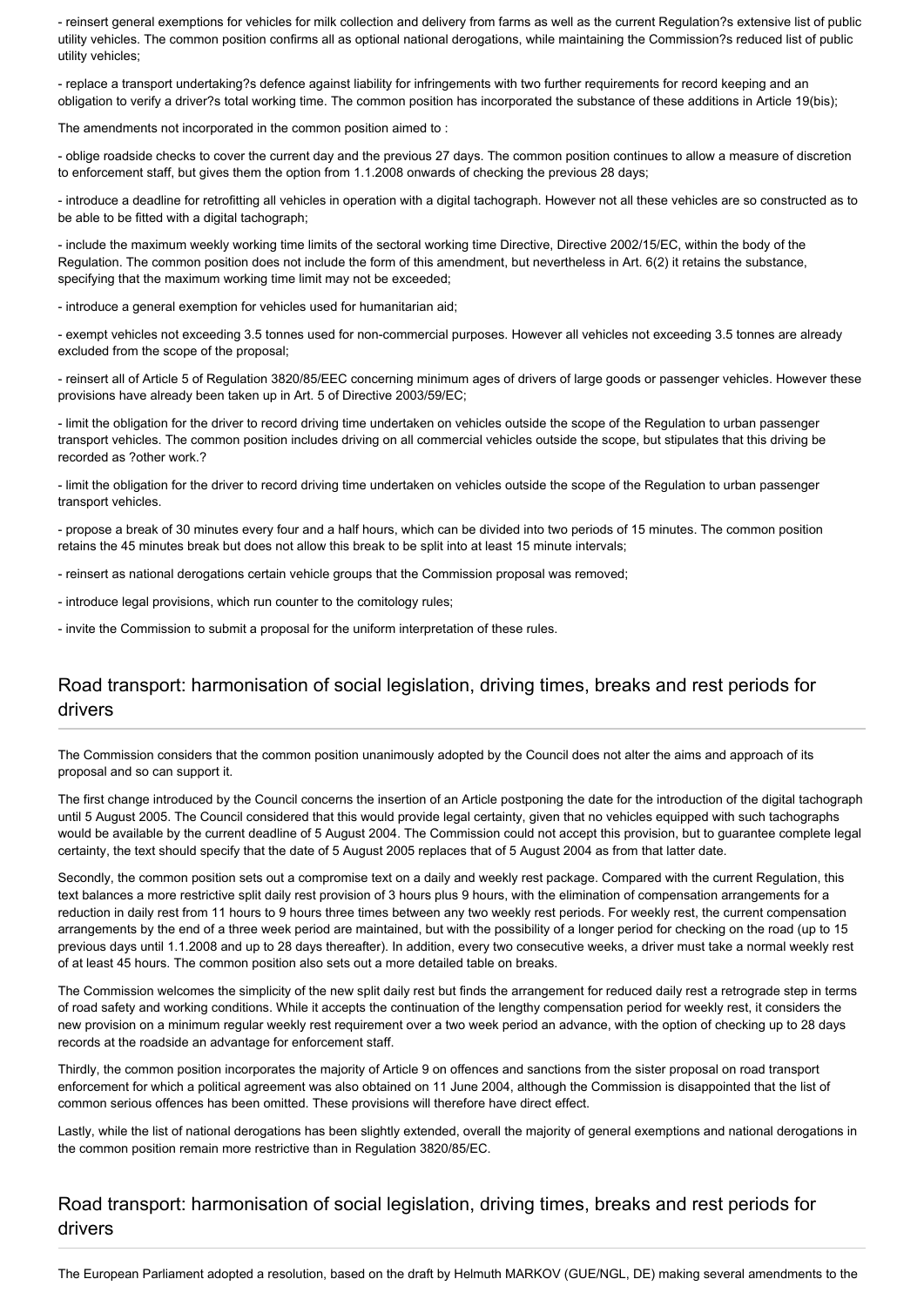- reinsert general exemptions for vehicles for milk collection and delivery from farms as well as the current Regulation?s extensive list of public utility vehicles. The common position confirms all as optional national derogations, while maintaining the Commission?s reduced list of public utility vehicles;

- replace a transport undertaking?s defence against liability for infringements with two further requirements for record keeping and an obligation to verify a driver?s total working time. The common position has incorporated the substance of these additions in Article 19(bis);

The amendments not incorporated in the common position aimed to :

- oblige roadside checks to cover the current day and the previous 27 days. The common position continues to allow a measure of discretion to enforcement staff, but gives them the option from 1.1.2008 onwards of checking the previous 28 days;

- introduce a deadline for retrofitting all vehicles in operation with a digital tachograph. However not all these vehicles are so constructed as to be able to be fitted with a digital tachograph;

- include the maximum weekly working time limits of the sectoral working time Directive, Directive 2002/15/EC, within the body of the Regulation. The common position does not include the form of this amendment, but nevertheless in Art. 6(2) it retains the substance, specifying that the maximum working time limit may not be exceeded;

- introduce a general exemption for vehicles used for humanitarian aid;

- exempt vehicles not exceeding 3.5 tonnes used for non-commercial purposes. However all vehicles not exceeding 3.5 tonnes are already excluded from the scope of the proposal;

- reinsert all of Article 5 of Regulation 3820/85/EEC concerning minimum ages of drivers of large goods or passenger vehicles. However these provisions have already been taken up in Art. 5 of Directive 2003/59/EC;

- limit the obligation for the driver to record driving time undertaken on vehicles outside the scope of the Regulation to urban passenger transport vehicles. The common position includes driving on all commercial vehicles outside the scope, but stipulates that this driving be recorded as ?other work.?

- limit the obligation for the driver to record driving time undertaken on vehicles outside the scope of the Regulation to urban passenger transport vehicles.

- propose a break of 30 minutes every four and a half hours, which can be divided into two periods of 15 minutes. The common position retains the 45 minutes break but does not allow this break to be split into at least 15 minute intervals;

- reinsert as national derogations certain vehicle groups that the Commission proposal was removed;

- introduce legal provisions, which run counter to the comitology rules;

- invite the Commission to submit a proposal for the uniform interpretation of these rules.

## Road transport: harmonisation of social legislation, driving times, breaks and rest periods for drivers

The Commission considers that the common position unanimously adopted by the Council does not alter the aims and approach of its proposal and so can support it.

The first change introduced by the Council concerns the insertion of an Article postponing the date for the introduction of the digital tachograph until 5 August 2005. The Council considered that this would provide legal certainty, given that no vehicles equipped with such tachographs would be available by the current deadline of 5 August 2004. The Commission could not accept this provision, but to guarantee complete legal certainty, the text should specify that the date of 5 August 2005 replaces that of 5 August 2004 as from that latter date.

Secondly, the common position sets out a compromise text on a daily and weekly rest package. Compared with the current Regulation, this text balances a more restrictive split daily rest provision of 3 hours plus 9 hours, with the elimination of compensation arrangements for a reduction in daily rest from 11 hours to 9 hours three times between any two weekly rest periods. For weekly rest, the current compensation arrangements by the end of a three week period are maintained, but with the possibility of a longer period for checking on the road (up to 15 previous days until 1.1.2008 and up to 28 days thereafter). In addition, every two consecutive weeks, a driver must take a normal weekly rest of at least 45 hours. The common position also sets out a more detailed table on breaks.

The Commission welcomes the simplicity of the new split daily rest but finds the arrangement for reduced daily rest a retrograde step in terms of road safety and working conditions. While it accepts the continuation of the lengthy compensation period for weekly rest, it considers the new provision on a minimum regular weekly rest requirement over a two week period an advance, with the option of checking up to 28 days records at the roadside an advantage for enforcement staff.

Thirdly, the common position incorporates the majority of Article 9 on offences and sanctions from the sister proposal on road transport enforcement for which a political agreement was also obtained on 11 June 2004, although the Commission is disappointed that the list of common serious offences has been omitted. These provisions will therefore have direct effect.

Lastly, while the list of national derogations has been slightly extended, overall the majority of general exemptions and national derogations in the common position remain more restrictive than in Regulation 3820/85/EC.

## Road transport: harmonisation of social legislation, driving times, breaks and rest periods for drivers

The European Parliament adopted a resolution, based on the draft by Helmuth MARKOV (GUE/NGL, DE) making several amendments to the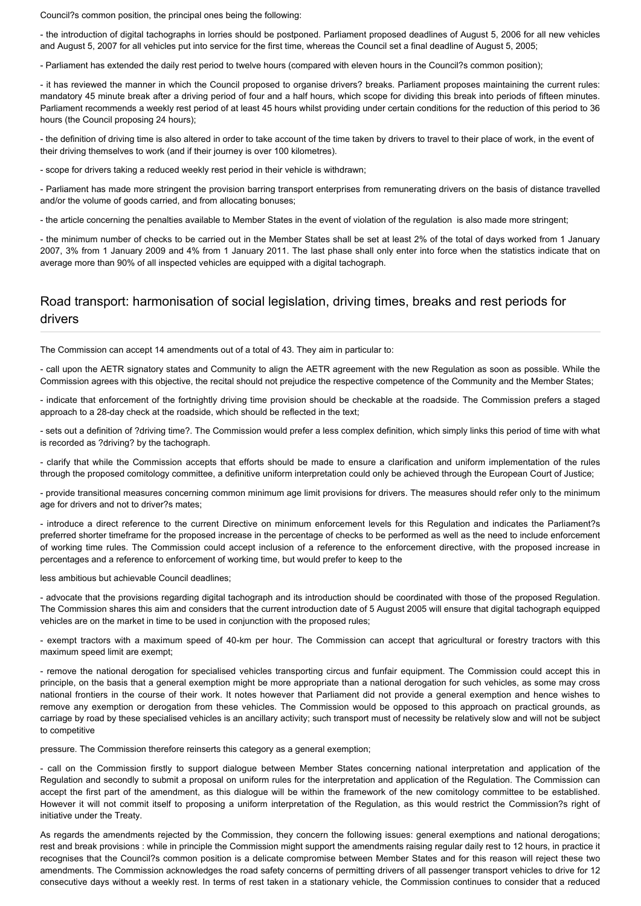Council?s common position, the principal ones being the following:

- the introduction of digital tachographs in lorries should be postponed. Parliament proposed deadlines of August 5, 2006 for all new vehicles and August 5, 2007 for all vehicles put into service for the first time, whereas the Council set a final deadline of August 5, 2005;

- Parliament has extended the daily rest period to twelve hours (compared with eleven hours in the Council?s common position);

- it has reviewed the manner in which the Council proposed to organise drivers? breaks. Parliament proposes maintaining the current rules: mandatory 45 minute break after a driving period of four and a half hours, which scope for dividing this break into periods of fifteen minutes. Parliament recommends a weekly rest period of at least 45 hours whilst providing under certain conditions for the reduction of this period to 36 hours (the Council proposing 24 hours);

- the definition of driving time is also altered in order to take account of the time taken by drivers to travel to their place of work, in the event of their driving themselves to work (and if their journey is over 100 kilometres).

- scope for drivers taking a reduced weekly rest period in their vehicle is withdrawn;

- Parliament has made more stringent the provision barring transport enterprises from remunerating drivers on the basis of distance travelled and/or the volume of goods carried, and from allocating bonuses;

- the article concerning the penalties available to Member States in the event of violation of the regulation is also made more stringent;

- the minimum number of checks to be carried out in the Member States shall be set at least 2% of the total of days worked from 1 January 2007, 3% from 1 January 2009 and 4% from 1 January 2011. The last phase shall only enter into force when the statistics indicate that on average more than 90% of all inspected vehicles are equipped with a digital tachograph.

## Road transport: harmonisation of social legislation, driving times, breaks and rest periods for drivers

The Commission can accept 14 amendments out of a total of 43. They aim in particular to:

- call upon the AETR signatory states and Community to align the AETR agreement with the new Regulation as soon as possible. While the Commission agrees with this objective, the recital should not prejudice the respective competence of the Community and the Member States;

- indicate that enforcement of the fortnightly driving time provision should be checkable at the roadside. The Commission prefers a staged approach to a 28-day check at the roadside, which should be reflected in the text;

- sets out a definition of ?driving time?. The Commission would prefer a less complex definition, which simply links this period of time with what is recorded as ?driving? by the tachograph.

- clarify that while the Commission accepts that efforts should be made to ensure a clarification and uniform implementation of the rules through the proposed comitology committee, a definitive uniform interpretation could only be achieved through the European Court of Justice;

- provide transitional measures concerning common minimum age limit provisions for drivers. The measures should refer only to the minimum age for drivers and not to driver?s mates;

- introduce a direct reference to the current Directive on minimum enforcement levels for this Regulation and indicates the Parliament?s preferred shorter timeframe for the proposed increase in the percentage of checks to be performed as well as the need to include enforcement of working time rules. The Commission could accept inclusion of a reference to the enforcement directive, with the proposed increase in percentages and a reference to enforcement of working time, but would prefer to keep to the

less ambitious but achievable Council deadlines;

- advocate that the provisions regarding digital tachograph and its introduction should be coordinated with those of the proposed Regulation. The Commission shares this aim and considers that the current introduction date of 5 August 2005 will ensure that digital tachograph equipped vehicles are on the market in time to be used in conjunction with the proposed rules;

- exempt tractors with a maximum speed of 40-km per hour. The Commission can accept that agricultural or forestry tractors with this maximum speed limit are exempt;

- remove the national derogation for specialised vehicles transporting circus and funfair equipment. The Commission could accept this in principle, on the basis that a general exemption might be more appropriate than a national derogation for such vehicles, as some may cross national frontiers in the course of their work. It notes however that Parliament did not provide a general exemption and hence wishes to remove any exemption or derogation from these vehicles. The Commission would be opposed to this approach on practical grounds, as carriage by road by these specialised vehicles is an ancillary activity; such transport must of necessity be relatively slow and will not be subject to competitive

pressure. The Commission therefore reinserts this category as a general exemption;

- call on the Commission firstly to support dialogue between Member States concerning national interpretation and application of the Regulation and secondly to submit a proposal on uniform rules for the interpretation and application of the Regulation. The Commission can accept the first part of the amendment, as this dialogue will be within the framework of the new comitology committee to be established. However it will not commit itself to proposing a uniform interpretation of the Regulation, as this would restrict the Commission?s right of initiative under the Treaty.

As regards the amendments rejected by the Commission, they concern the following issues: general exemptions and national derogations; rest and break provisions : while in principle the Commission might support the amendments raising regular daily rest to 12 hours, in practice it recognises that the Council?s common position is a delicate compromise between Member States and for this reason will reject these two amendments. The Commission acknowledges the road safety concerns of permitting drivers of all passenger transport vehicles to drive for 12 consecutive days without a weekly rest. In terms of rest taken in a stationary vehicle, the Commission continues to consider that a reduced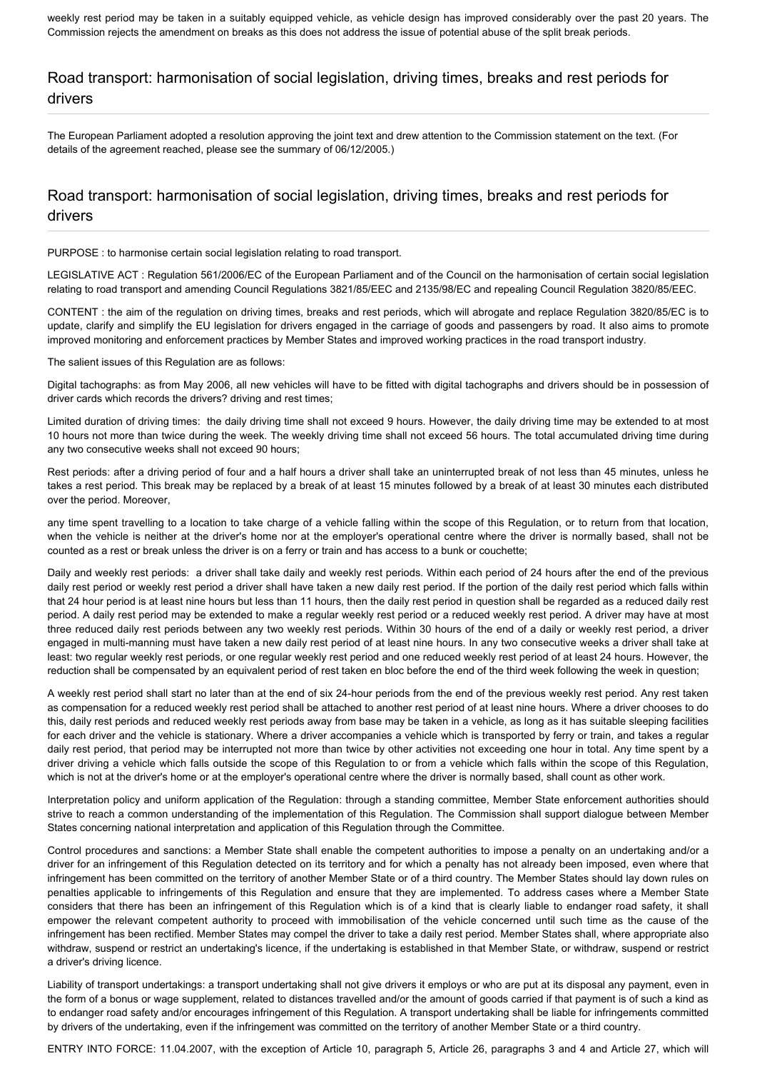weekly rest period may be taken in a suitably equipped vehicle, as vehicle design has improved considerably over the past 20 years. The Commission rejects the amendment on breaks as this does not address the issue of potential abuse of the split break periods.

## Road transport: harmonisation of social legislation, driving times, breaks and rest periods for drivers

The European Parliament adopted a resolution approving the joint text and drew attention to the Commission statement on the text. (For details of the agreement reached, please see the summary of 06/12/2005.)

## Road transport: harmonisation of social legislation, driving times, breaks and rest periods for drivers

PURPOSE : to harmonise certain social legislation relating to road transport.

LEGISLATIVE ACT : Regulation 561/2006/EC of the European Parliament and of the Council on the harmonisation of certain social legislation relating to road transport and amending Council Regulations 3821/85/EEC and 2135/98/EC and repealing Council Regulation 3820/85/EEC.

CONTENT : the aim of the regulation on driving times, breaks and rest periods, which will abrogate and replace Regulation 3820/85/EC is to update, clarify and simplify the EU legislation for drivers engaged in the carriage of goods and passengers by road. It also aims to promote improved monitoring and enforcement practices by Member States and improved working practices in the road transport industry.

The salient issues of this Regulation are as follows:

Digital tachographs: as from May 2006, all new vehicles will have to be fitted with digital tachographs and drivers should be in possession of driver cards which records the drivers? driving and rest times;

Limited duration of driving times: the daily driving time shall not exceed 9 hours. However, the daily driving time may be extended to at most 10 hours not more than twice during the week. The weekly driving time shall not exceed 56 hours. The total accumulated driving time during any two consecutive weeks shall not exceed 90 hours;

Rest periods: after a driving period of four and a half hours a driver shall take an uninterrupted break of not less than 45 minutes, unless he takes a rest period. This break may be replaced by a break of at least 15 minutes followed by a break of at least 30 minutes each distributed over the period. Moreover,

any time spent travelling to a location to take charge of a vehicle falling within the scope of this Regulation, or to return from that location, when the vehicle is neither at the driver's home nor at the employer's operational centre where the driver is normally based, shall not be counted as a rest or break unless the driver is on a ferry or train and has access to a bunk or couchette;

Daily and weekly rest periods: a driver shall take daily and weekly rest periods. Within each period of 24 hours after the end of the previous daily rest period or weekly rest period a driver shall have taken a new daily rest period. If the portion of the daily rest period which falls within that 24 hour period is at least nine hours but less than 11 hours, then the daily rest period in question shall be regarded as a reduced daily rest period. A daily rest period may be extended to make a regular weekly rest period or a reduced weekly rest period. A driver may have at most three reduced daily rest periods between any two weekly rest periods. Within 30 hours of the end of a daily or weekly rest period, a driver engaged in multi-manning must have taken a new daily rest period of at least nine hours. In any two consecutive weeks a driver shall take at least: two regular weekly rest periods, or one regular weekly rest period and one reduced weekly rest period of at least 24 hours. However, the reduction shall be compensated by an equivalent period of rest taken en bloc before the end of the third week following the week in question;

A weekly rest period shall start no later than at the end of six 24-hour periods from the end of the previous weekly rest period. Any rest taken as compensation for a reduced weekly rest period shall be attached to another rest period of at least nine hours. Where a driver chooses to do this, daily rest periods and reduced weekly rest periods away from base may be taken in a vehicle, as long as it has suitable sleeping facilities for each driver and the vehicle is stationary. Where a driver accompanies a vehicle which is transported by ferry or train, and takes a regular daily rest period, that period may be interrupted not more than twice by other activities not exceeding one hour in total. Any time spent by a driver driving a vehicle which falls outside the scope of this Regulation to or from a vehicle which falls within the scope of this Regulation, which is not at the driver's home or at the employer's operational centre where the driver is normally based, shall count as other work.

Interpretation policy and uniform application of the Regulation: through a standing committee, Member State enforcement authorities should strive to reach a common understanding of the implementation of this Regulation. The Commission shall support dialogue between Member States concerning national interpretation and application of this Regulation through the Committee.

Control procedures and sanctions: a Member State shall enable the competent authorities to impose a penalty on an undertaking and/or a driver for an infringement of this Regulation detected on its territory and for which a penalty has not already been imposed, even where that infringement has been committed on the territory of another Member State or of a third country. The Member States should lay down rules on penalties applicable to infringements of this Regulation and ensure that they are implemented. To address cases where a Member State considers that there has been an infringement of this Regulation which is of a kind that is clearly liable to endanger road safety, it shall empower the relevant competent authority to proceed with immobilisation of the vehicle concerned until such time as the cause of the infringement has been rectified. Member States may compel the driver to take a daily rest period. Member States shall, where appropriate also withdraw, suspend or restrict an undertaking's licence, if the undertaking is established in that Member State, or withdraw, suspend or restrict a driver's driving licence.

Liability of transport undertakings: a transport undertaking shall not give drivers it employs or who are put at its disposal any payment, even in the form of a bonus or wage supplement, related to distances travelled and/or the amount of goods carried if that payment is of such a kind as to endanger road safety and/or encourages infringement of this Regulation. A transport undertaking shall be liable for infringements committed by drivers of the undertaking, even if the infringement was committed on the territory of another Member State or a third country.

ENTRY INTO FORCE: 11.04.2007, with the exception of Article 10, paragraph 5, Article 26, paragraphs 3 and 4 and Article 27, which will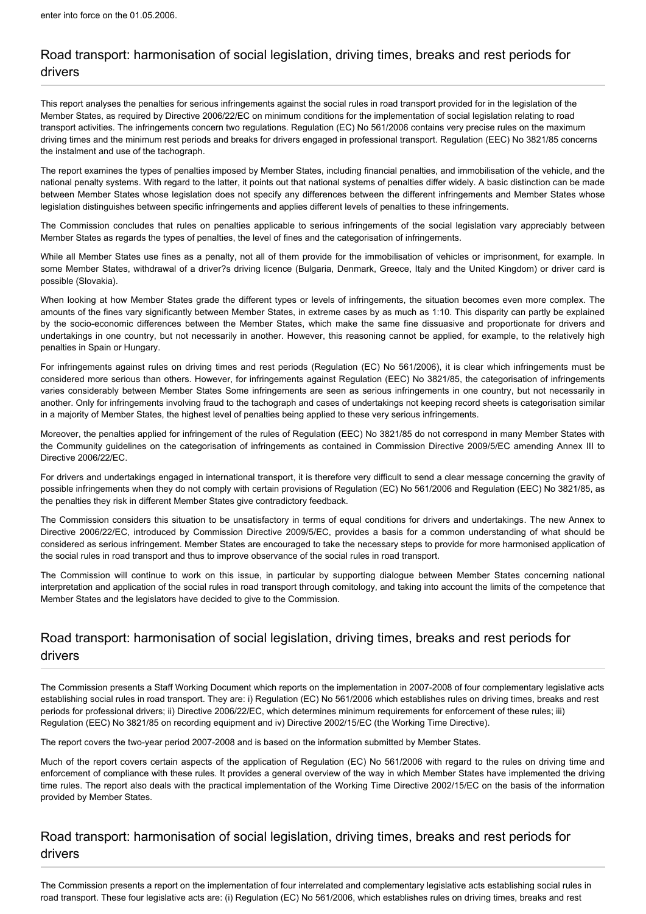enter into force on the 01.05.2006.

## Road transport: harmonisation of social legislation, driving times, breaks and rest periods for drivers

This report analyses the penalties for serious infringements against the social rules in road transport provided for in the legislation of the Member States, as required by Directive 2006/22/EC on minimum conditions for the implementation of social legislation relating to road transport activities. The infringements concern two regulations. Regulation (EC) No 561/2006 contains very precise rules on the maximum driving times and the minimum rest periods and breaks for drivers engaged in professional transport. Regulation (EEC) No 3821/85 concerns the instalment and use of the tachograph.

The report examines the types of penalties imposed by Member States, including financial penalties, and immobilisation of the vehicle, and the national penalty systems. With regard to the latter, it points out that national systems of penalties differ widely. A basic distinction can be made between Member States whose legislation does not specify any differences between the different infringements and Member States whose legislation distinguishes between specific infringements and applies different levels of penalties to these infringements.

The Commission concludes that rules on penalties applicable to serious infringements of the social legislation vary appreciably between Member States as regards the types of penalties, the level of fines and the categorisation of infringements.

While all Member States use fines as a penalty, not all of them provide for the immobilisation of vehicles or imprisonment, for example. In some Member States, withdrawal of a driver?s driving licence (Bulgaria, Denmark, Greece, Italy and the United Kingdom) or driver card is possible (Slovakia).

When looking at how Member States grade the different types or levels of infringements, the situation becomes even more complex. The amounts of the fines vary significantly between Member States, in extreme cases by as much as 1:10. This disparity can partly be explained by the socio-economic differences between the Member States, which make the same fine dissuasive and proportionate for drivers and undertakings in one country, but not necessarily in another. However, this reasoning cannot be applied, for example, to the relatively high penalties in Spain or Hungary.

For infringements against rules on driving times and rest periods (Regulation (EC) No 561/2006), it is clear which infringements must be considered more serious than others. However, for infringements against Regulation (EEC) No 3821/85, the categorisation of infringements varies considerably between Member States Some infringements are seen as serious infringements in one country, but not necessarily in another. Only for infringements involving fraud to the tachograph and cases of undertakings not keeping record sheets is categorisation similar in a majority of Member States, the highest level of penalties being applied to these very serious infringements.

Moreover, the penalties applied for infringement of the rules of Regulation (EEC) No 3821/85 do not correspond in many Member States with the Community guidelines on the categorisation of infringements as contained in Commission Directive 2009/5/EC amending Annex III to Directive 2006/22/EC.

For drivers and undertakings engaged in international transport, it is therefore very difficult to send a clear message concerning the gravity of possible infringements when they do not comply with certain provisions of Regulation (EC) No 561/2006 and Regulation (EEC) No 3821/85, as the penalties they risk in different Member States give contradictory feedback.

The Commission considers this situation to be unsatisfactory in terms of equal conditions for drivers and undertakings. The new Annex to Directive 2006/22/EC, introduced by Commission Directive 2009/5/EC, provides a basis for a common understanding of what should be considered as serious infringement. Member States are encouraged to take the necessary steps to provide for more harmonised application of the social rules in road transport and thus to improve observance of the social rules in road transport.

The Commission will continue to work on this issue, in particular by supporting dialogue between Member States concerning national interpretation and application of the social rules in road transport through comitology, and taking into account the limits of the competence that Member States and the legislators have decided to give to the Commission.

## Road transport: harmonisation of social legislation, driving times, breaks and rest periods for drivers

The Commission presents a Staff Working Document which reports on the implementation in 2007-2008 of four complementary legislative acts establishing social rules in road transport. They are: i) Regulation (EC) No 561/2006 which establishes rules on driving times, breaks and rest periods for professional drivers; ii) Directive 2006/22/EC, which determines minimum requirements for enforcement of these rules; iii) Regulation (EEC) No 3821/85 on recording equipment and iv) Directive 2002/15/EC (the Working Time Directive).

The report covers the two-year period 2007-2008 and is based on the information submitted by Member States.

Much of the report covers certain aspects of the application of Regulation (EC) No 561/2006 with regard to the rules on driving time and enforcement of compliance with these rules. It provides a general overview of the way in which Member States have implemented the driving time rules. The report also deals with the practical implementation of the Working Time Directive 2002/15/EC on the basis of the information provided by Member States.

## Road transport: harmonisation of social legislation, driving times, breaks and rest periods for drivers

The Commission presents a report on the implementation of four interrelated and complementary legislative acts establishing social rules in road transport. These four legislative acts are: (i) Regulation (EC) No 561/2006, which establishes rules on driving times, breaks and rest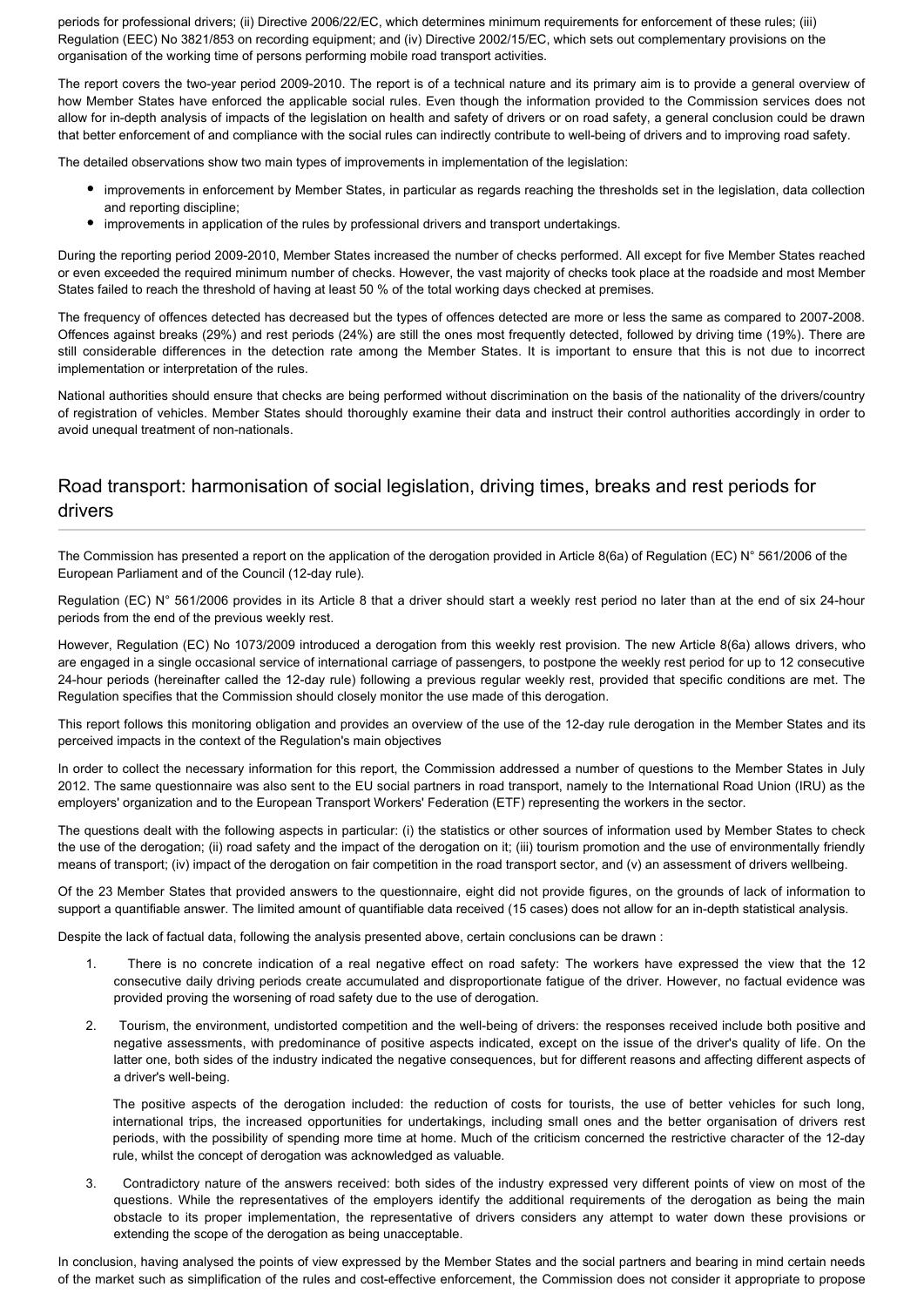periods for professional drivers; (ii) Directive 2006/22/EC, which determines minimum requirements for enforcement of these rules; (iii) Regulation (EEC) No 3821/853 on recording equipment; and (iv) Directive 2002/15/EC, which sets out complementary provisions on the organisation of the working time of persons performing mobile road transport activities.

The report covers the two-year period 2009-2010. The report is of a technical nature and its primary aim is to provide a general overview of how Member States have enforced the applicable social rules. Even though the information provided to the Commission services does not allow for in-depth analysis of impacts of the legislation on health and safety of drivers or on road safety, a general conclusion could be drawn that better enforcement of and compliance with the social rules can indirectly contribute to well-being of drivers and to improving road safety.

The detailed observations show two main types of improvements in implementation of the legislation:

- improvements in enforcement by Member States, in particular as regards reaching the thresholds set in the legislation, data collection and reporting discipline;
- improvements in application of the rules by professional drivers and transport undertakings.

During the reporting period 2009-2010, Member States increased the number of checks performed. All except for five Member States reached or even exceeded the required minimum number of checks. However, the vast majority of checks took place at the roadside and most Member States failed to reach the threshold of having at least 50 % of the total working days checked at premises.

The frequency of offences detected has decreased but the types of offences detected are more or less the same as compared to 2007-2008. Offences against breaks (29%) and rest periods (24%) are still the ones most frequently detected, followed by driving time (19%). There are still considerable differences in the detection rate among the Member States. It is important to ensure that this is not due to incorrect implementation or interpretation of the rules.

National authorities should ensure that checks are being performed without discrimination on the basis of the nationality of the drivers/country of registration of vehicles. Member States should thoroughly examine their data and instruct their control authorities accordingly in order to avoid unequal treatment of non-nationals.

## Road transport: harmonisation of social legislation, driving times, breaks and rest periods for drivers

The Commission has presented a report on the application of the derogation provided in Article 8(6a) of Regulation (EC) N° 561/2006 of the European Parliament and of the Council (12-day rule).

Regulation (EC) N° 561/2006 provides in its Article 8 that a driver should start a weekly rest period no later than at the end of six 24-hour periods from the end of the previous weekly rest.

However, Regulation (EC) No 1073/2009 introduced a derogation from this weekly rest provision. The new Article 8(6a) allows drivers, who are engaged in a single occasional service of international carriage of passengers, to postpone the weekly rest period for up to 12 consecutive 24-hour periods (hereinafter called the 12-day rule) following a previous regular weekly rest, provided that specific conditions are met. The Regulation specifies that the Commission should closely monitor the use made of this derogation.

This report follows this monitoring obligation and provides an overview of the use of the 12-day rule derogation in the Member States and its perceived impacts in the context of the Regulation's main objectives

In order to collect the necessary information for this report, the Commission addressed a number of questions to the Member States in July 2012. The same questionnaire was also sent to the EU social partners in road transport, namely to the International Road Union (IRU) as the employers' organization and to the European Transport Workers' Federation (ETF) representing the workers in the sector.

The questions dealt with the following aspects in particular: (i) the statistics or other sources of information used by Member States to check the use of the derogation; (ii) road safety and the impact of the derogation on it; (iii) tourism promotion and the use of environmentally friendly means of transport; (iv) impact of the derogation on fair competition in the road transport sector, and (v) an assessment of drivers wellbeing.

Of the 23 Member States that provided answers to the questionnaire, eight did not provide figures, on the grounds of lack of information to support a quantifiable answer. The limited amount of quantifiable data received (15 cases) does not allow for an in-depth statistical analysis.

Despite the lack of factual data, following the analysis presented above, certain conclusions can be drawn :

1. There is no concrete indication of a real negative effect on road safety: The workers have expressed the view that the 12 consecutive daily driving periods create accumulated and disproportionate fatigue of the driver. However, no factual evidence was provided proving the worsening of road safety due to the use of derogation.
2. Tourism, the environment, undistorted competition and the well-being of drivers: the responses received include both positive and negative assessments, with predominance of positive aspects indicated, except on the issue of the driver's quality of life. On the latter one, both sides of the industry indicated the negative consequences, but for different reasons and affecting different aspects of a driver's well-being.

   The positive aspects of the derogation included: the reduction of costs for tourists, the use of better vehicles for such long, international trips, the increased opportunities for undertakings, including small ones and the better organisation of drivers rest periods, with the possibility of spending more time at home. Much of the criticism concerned the restrictive character of the 12-day rule, whilst the concept of derogation was acknowledged as valuable.
3. Contradictory nature of the answers received: both sides of the industry expressed very different points of view on most of the questions. While the representatives of the employers identify the additional requirements of the derogation as being the main obstacle to its proper implementation, the representative of drivers considers any attempt to water down these provisions or extending the scope of the derogation as being unacceptable.

In conclusion, having analysed the points of view expressed by the Member States and the social partners and bearing in mind certain needs of the market such as simplification of the rules and cost-effective enforcement, the Commission does not consider it appropriate to propose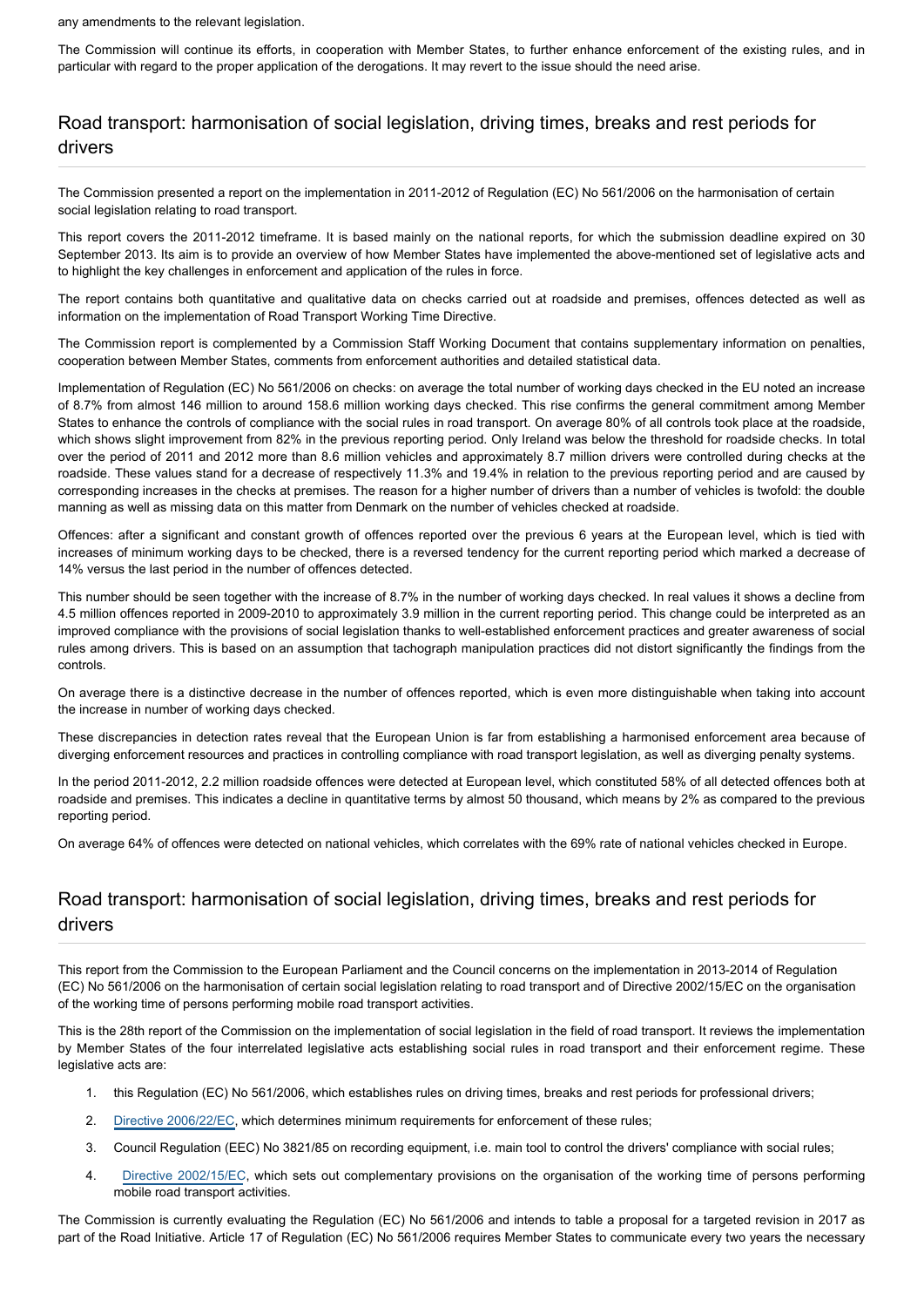any amendments to the relevant legislation.

The Commission will continue its efforts, in cooperation with Member States, to further enhance enforcement of the existing rules, and in particular with regard to the proper application of the derogations. It may revert to the issue should the need arise.

## Road transport: harmonisation of social legislation, driving times, breaks and rest periods for drivers

The Commission presented a report on the implementation in 2011-2012 of Regulation (EC) No 561/2006 on the harmonisation of certain social legislation relating to road transport.

This report covers the 2011-2012 timeframe. It is based mainly on the national reports, for which the submission deadline expired on 30 September 2013. Its aim is to provide an overview of how Member States have implemented the above-mentioned set of legislative acts and to highlight the key challenges in enforcement and application of the rules in force.

The report contains both quantitative and qualitative data on checks carried out at roadside and premises, offences detected as well as information on the implementation of Road Transport Working Time Directive.

The Commission report is complemented by a Commission Staff Working Document that contains supplementary information on penalties, cooperation between Member States, comments from enforcement authorities and detailed statistical data.

Implementation of Regulation (EC) No 561/2006 on checks: on average the total number of working days checked in the EU noted an increase of 8.7% from almost 146 million to around 158.6 million working days checked. This rise confirms the general commitment among Member States to enhance the controls of compliance with the social rules in road transport. On average 80% of all controls took place at the roadside, which shows slight improvement from 82% in the previous reporting period. Only Ireland was below the threshold for roadside checks. In total over the period of 2011 and 2012 more than 8.6 million vehicles and approximately 8.7 million drivers were controlled during checks at the roadside. These values stand for a decrease of respectively 11.3% and 19.4% in relation to the previous reporting period and are caused by corresponding increases in the checks at premises. The reason for a higher number of drivers than a number of vehicles is twofold: the double manning as well as missing data on this matter from Denmark on the number of vehicles checked at roadside.

Offences: after a significant and constant growth of offences reported over the previous 6 years at the European level, which is tied with increases of minimum working days to be checked, there is a reversed tendency for the current reporting period which marked a decrease of 14% versus the last period in the number of offences detected.

This number should be seen together with the increase of 8.7% in the number of working days checked. In real values it shows a decline from 4.5 million offences reported in 2009-2010 to approximately 3.9 million in the current reporting period. This change could be interpreted as an improved compliance with the provisions of social legislation thanks to well-established enforcement practices and greater awareness of social rules among drivers. This is based on an assumption that tachograph manipulation practices did not distort significantly the findings from the controls.

On average there is a distinctive decrease in the number of offences reported, which is even more distinguishable when taking into account the increase in number of working days checked.

These discrepancies in detection rates reveal that the European Union is far from establishing a harmonised enforcement area because of diverging enforcement resources and practices in controlling compliance with road transport legislation, as well as diverging penalty systems.

In the period 2011-2012, 2.2 million roadside offences were detected at European level, which constituted 58% of all detected offences both at roadside and premises. This indicates a decline in quantitative terms by almost 50 thousand, which means by 2% as compared to the previous reporting period.

On average 64% of offences were detected on national vehicles, which correlates with the 69% rate of national vehicles checked in Europe.

## Road transport: harmonisation of social legislation, driving times, breaks and rest periods for drivers

This report from the Commission to the European Parliament and the Council concerns on the implementation in 2013-2014 of Regulation (EC) No 561/2006 on the harmonisation of certain social legislation relating to road transport and of Directive 2002/15/EC on the organisation of the working time of persons performing mobile road transport activities.

This is the 28th report of the Commission on the implementation of social legislation in the field of road transport. It reviews the implementation by Member States of the four interrelated legislative acts establishing social rules in road transport and their enforcement regime. These legislative acts are:

1. this Regulation (EC) No 561/2006, which establishes rules on driving times, breaks and rest periods for professional drivers;
2. Directive 2006/22/EC, which determines minimum requirements for enforcement of these rules;
3. Council Regulation (EEC) No 3821/85 on recording equipment, i.e. main tool to control the drivers' compliance with social rules;
4. Directive 2002/15/EC, which sets out complementary provisions on the organisation of the working time of persons performing mobile road transport activities.

The Commission is currently evaluating the Regulation (EC) No 561/2006 and intends to table a proposal for a targeted revision in 2017 as part of the Road Initiative. Article 17 of Regulation (EC) No 561/2006 requires Member States to communicate every two years the necessary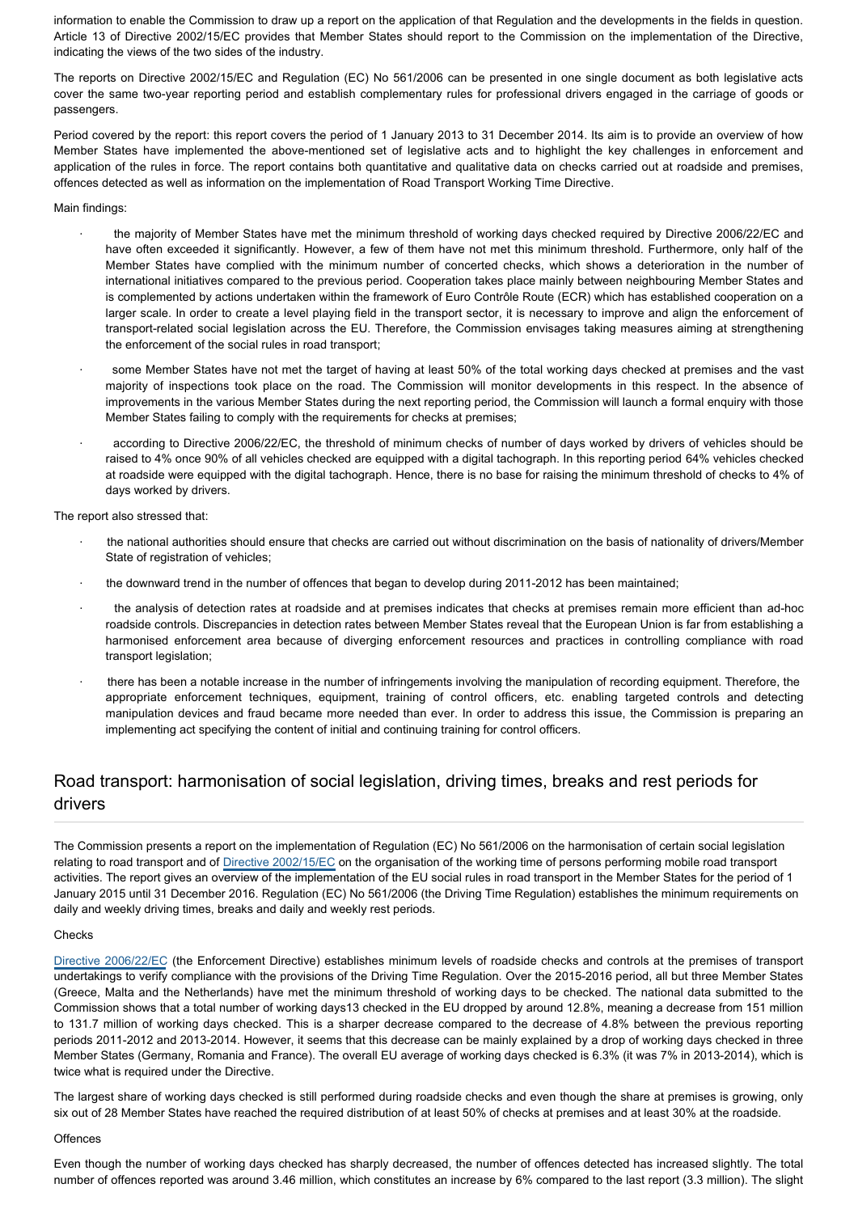information to enable the Commission to draw up a report on the application of that Regulation and the developments in the fields in question. Article 13 of Directive 2002/15/EC provides that Member States should report to the Commission on the implementation of the Directive, indicating the views of the two sides of the industry.

The reports on Directive 2002/15/EC and Regulation (EC) No 561/2006 can be presented in one single document as both legislative acts cover the same two-year reporting period and establish complementary rules for professional drivers engaged in the carriage of goods or passengers.

Period covered by the report: this report covers the period of 1 January 2013 to 31 December 2014. Its aim is to provide an overview of how Member States have implemented the above-mentioned set of legislative acts and to highlight the key challenges in enforcement and application of the rules in force. The report contains both quantitative and qualitative data on checks carried out at roadside and premises, offences detected as well as information on the implementation of Road Transport Working Time Directive.

Main findings:

- the majority of Member States have met the minimum threshold of working days checked required by Directive 2006/22/EC and have often exceeded it significantly. However, a few of them have not met this minimum threshold. Furthermore, only half of the Member States have complied with the minimum number of concerted checks, which shows a deterioration in the number of international initiatives compared to the previous period. Cooperation takes place mainly between neighbouring Member States and is complemented by actions undertaken within the framework of Euro Contrôle Route (ECR) which has established cooperation on a larger scale. In order to create a level playing field in the transport sector, it is necessary to improve and align the enforcement of transport-related social legislation across the EU. Therefore, the Commission envisages taking measures aiming at strengthening the enforcement of the social rules in road transport;
- some Member States have not met the target of having at least 50% of the total working days checked at premises and the vast majority of inspections took place on the road. The Commission will monitor developments in this respect. In the absence of improvements in the various Member States during the next reporting period, the Commission will launch a formal enquiry with those Member States failing to comply with the requirements for checks at premises;
- according to Directive 2006/22/EC, the threshold of minimum checks of number of days worked by drivers of vehicles should be raised to 4% once 90% of all vehicles checked are equipped with a digital tachograph. In this reporting period 64% vehicles checked at roadside were equipped with the digital tachograph. Hence, there is no base for raising the minimum threshold of checks to 4% of days worked by drivers.

The report also stressed that:

- the national authorities should ensure that checks are carried out without discrimination on the basis of nationality of drivers/Member State of registration of vehicles;
- the downward trend in the number of offences that began to develop during 2011-2012 has been maintained;
- the analysis of detection rates at roadside and at premises indicates that checks at premises remain more efficient than ad-hoc roadside controls. Discrepancies in detection rates between Member States reveal that the European Union is far from establishing a harmonised enforcement area because of diverging enforcement resources and practices in controlling compliance with road transport legislation;
- there has been a notable increase in the number of infringements involving the manipulation of recording equipment. Therefore, the appropriate enforcement techniques, equipment, training of control officers, etc. enabling targeted controls and detecting manipulation devices and fraud became more needed than ever. In order to address this issue, the Commission is preparing an implementing act specifying the content of initial and continuing training for control officers.

## Road transport: harmonisation of social legislation, driving times, breaks and rest periods for drivers

The Commission presents a report on the implementation of Regulation (EC) No 561/2006 on the harmonisation of certain social legislation relating to road transport and of Directive 2002/15/EC on the organisation of the working time of persons performing mobile road transport activities. The report gives an overview of the implementation of the EU social rules in road transport in the Member States for the period of 1 January 2015 until 31 December 2016. Regulation (EC) No 561/2006 (the Driving Time Regulation) establishes the minimum requirements on daily and weekly driving times, breaks and daily and weekly rest periods.

Checks

Directive 2006/22/EC (the Enforcement Directive) establishes minimum levels of roadside checks and controls at the premises of transport undertakings to verify compliance with the provisions of the Driving Time Regulation. Over the 2015-2016 period, all but three Member States (Greece, Malta and the Netherlands) have met the minimum threshold of working days to be checked. The national data submitted to the Commission shows that a total number of working days13 checked in the EU dropped by around 12.8%, meaning a decrease from 151 million to 131.7 million of working days checked. This is a sharper decrease compared to the decrease of 4.8% between the previous reporting periods 2011-2012 and 2013-2014. However, it seems that this decrease can be mainly explained by a drop of working days checked in three Member States (Germany, Romania and France). The overall EU average of working days checked is 6.3% (it was 7% in 2013-2014), which is twice what is required under the Directive.

The largest share of working days checked is still performed during roadside checks and even though the share at premises is growing, only six out of 28 Member States have reached the required distribution of at least 50% of checks at premises and at least 30% at the roadside.

Offences

Even though the number of working days checked has sharply decreased, the number of offences detected has increased slightly. The total number of offences reported was around 3.46 million, which constitutes an increase by 6% compared to the last report (3.3 million). The slight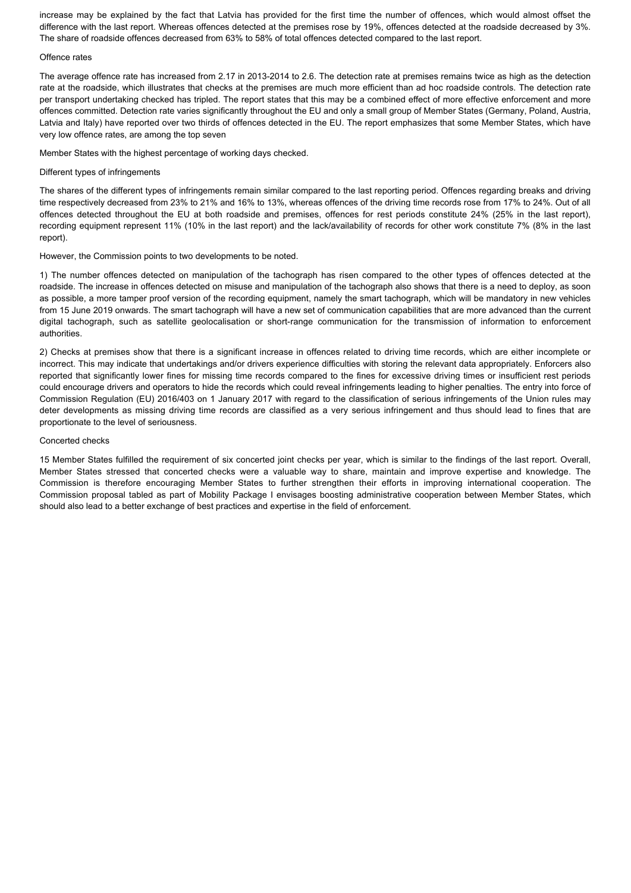increase may be explained by the fact that Latvia has provided for the first time the number of offences, which would almost offset the difference with the last report. Whereas offences detected at the premises rose by 19%, offences detected at the roadside decreased by 3%. The share of roadside offences decreased from 63% to 58% of total offences detected compared to the last report.

Offence rates

The average offence rate has increased from 2.17 in 2013-2014 to 2.6. The detection rate at premises remains twice as high as the detection rate at the roadside, which illustrates that checks at the premises are much more efficient than ad hoc roadside controls. The detection rate per transport undertaking checked has tripled. The report states that this may be a combined effect of more effective enforcement and more offences committed. Detection rate varies significantly throughout the EU and only a small group of Member States (Germany, Poland, Austria, Latvia and Italy) have reported over two thirds of offences detected in the EU. The report emphasizes that some Member States, which have very low offence rates, are among the top seven

Member States with the highest percentage of working days checked.

Different types of infringements

The shares of the different types of infringements remain similar compared to the last reporting period. Offences regarding breaks and driving time respectively decreased from 23% to 21% and 16% to 13%, whereas offences of the driving time records rose from 17% to 24%. Out of all offences detected throughout the EU at both roadside and premises, offences for rest periods constitute 24% (25% in the last report), recording equipment represent 11% (10% in the last report) and the lack/availability of records for other work constitute 7% (8% in the last report).

However, the Commission points to two developments to be noted.

1) The number offences detected on manipulation of the tachograph has risen compared to the other types of offences detected at the roadside. The increase in offences detected on misuse and manipulation of the tachograph also shows that there is a need to deploy, as soon as possible, a more tamper proof version of the recording equipment, namely the smart tachograph, which will be mandatory in new vehicles from 15 June 2019 onwards. The smart tachograph will have a new set of communication capabilities that are more advanced than the current digital tachograph, such as satellite geolocalisation or short-range communication for the transmission of information to enforcement authorities.

2) Checks at premises show that there is a significant increase in offences related to driving time records, which are either incomplete or incorrect. This may indicate that undertakings and/or drivers experience difficulties with storing the relevant data appropriately. Enforcers also reported that significantly lower fines for missing time records compared to the fines for excessive driving times or insufficient rest periods could encourage drivers and operators to hide the records which could reveal infringements leading to higher penalties. The entry into force of Commission Regulation (EU) 2016/403 on 1 January 2017 with regard to the classification of serious infringements of the Union rules may deter developments as missing driving time records are classified as a very serious infringement and thus should lead to fines that are proportionate to the level of seriousness.

Concerted checks

15 Member States fulfilled the requirement of six concerted joint checks per year, which is similar to the findings of the last report. Overall, Member States stressed that concerted checks were a valuable way to share, maintain and improve expertise and knowledge. The Commission is therefore encouraging Member States to further strengthen their efforts in improving international cooperation. The Commission proposal tabled as part of Mobility Package I envisages boosting administrative cooperation between Member States, which should also lead to a better exchange of best practices and expertise in the field of enforcement.